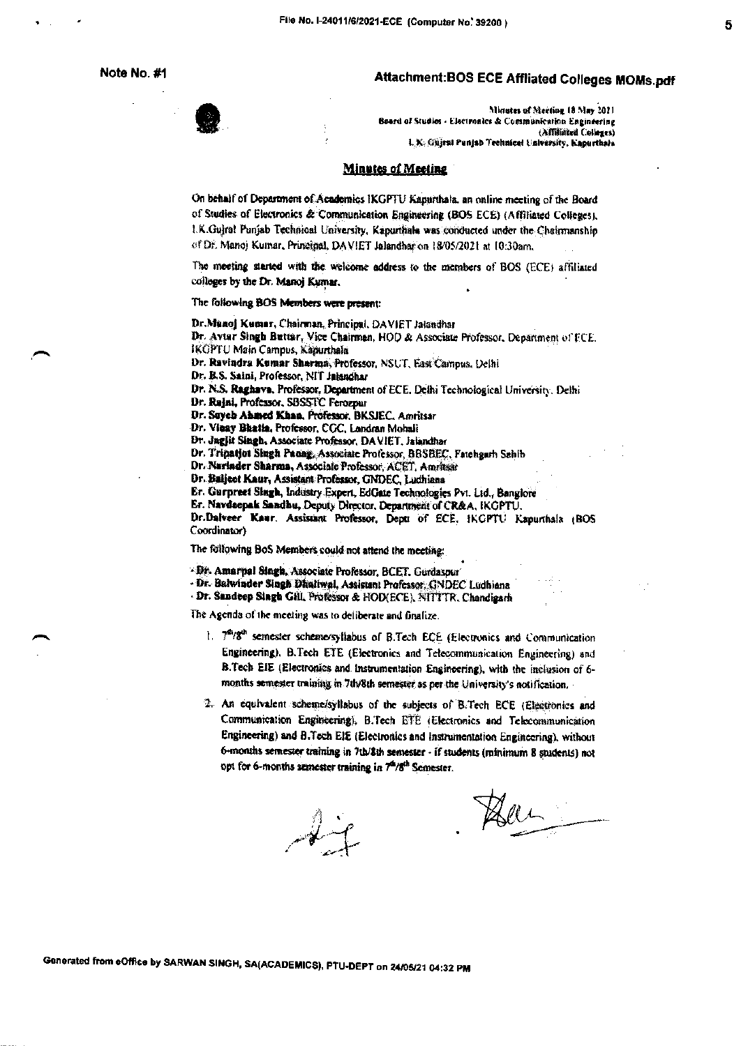Note No. #1

Attachment:BOS ECE Affliated Colleges MOMs.pdf

Minutes of Meeting 18 May 2021
Board of Studies - Electronics & Communication Engineering
(Affiliated Colleges)
I.K. Gujral Punjab Technical University, Kapurthala

## Minutes of Meeting

On behalf of Department of Academics IKGPTU Kapurthala, an online meeting of the Board of Studies of Electronics & Communication Engineering (BOS ECE) (Affiliated Colleges), I.K.Gujral Punjab Technical University, Kapurthala was conducted under the Chairmanship of Dr. Manoj Kumar, Principal, DAVIET Jalandhar on 18/05/2021 at 10:30am.

The meeting started with the welcome address to the members of BOS (ECE) affiliated colleges by the Dr. Manoj Kumar.

The following BOS Members were present:

**Dr.Manoj Kumar**, Chairman, Principal, DAVIET Jalandhar
**Dr. Avtar Singh Buttar**, Vice Chairman, HOD & Associate Professor, Department of ECE, IKGPTU Main Campus, Kapurthala
**Dr. Ravindra Kumar Sharma**, Professor, NSUT, East Campus, Delhi
**Dr. B.S. Saini**, Professor, NIT Jalandhar
**Dr. N.S. Raghava**, Professor, Department of ECE, Delhi Technological University, Delhi
**Dr. Rajni**, Professor, SBSSTC Ferozpur
**Dr. Sayeb Ahmed Khan**, Professor, BKSJEC, Amritsar
**Dr. Vinay Bhatia**, Professor, CGC, Landran Mohali
**Dr. Jagjit Singh**, Associate Professor, DAVIET, Jalandhar
**Dr. Tripatjot Singh Panag**, Associate Professor, BBSBEC, Fatehgarh Sahib
**Dr. Narinder Sharma**, Associate Professor, ACET, Amritsar
**Dr. Baljeet Kaur**, Assistant Professor, GNDEC, Ludhiana
**Er. Gurpreet Singh**, Industry Expert, EdGate Technologies Pvt. Ltd., Banglore
**Er. Navdeepak Sandhu**, Deputy Director, Department of CR&A, IKGPTU.
**Dr.Dalveer Kaur**, Assistant Professor, Deptt of ECE, IKGPTU Kapurthala (BOS Coordinator)

The following BoS Members could not attend the meeting:

- **Dr. Amarpal Singh**, Associate Professor, BCET, Gurdaspur
- **Dr. Balwinder Singh Dhaliwal**, Assistant Professor, GNDEC Ludhiana
- **Dr. Sandeep Singh Gill**, Professor & HOD(ECE), NITTTR, Chandigarh

The Agenda of the meeting was to deliberate and finalize.

1. 7th/8th semester scheme/syllabus of B.Tech ECE (Electronics and Communication Engineering), B.Tech ETE (Electronics and Telecommunication Engineering) and B.Tech EIE (Electronics and Instrumentation Engineering), with the inclusion of 6-months semester training in 7th/8th semester as per the University's notification.
2. An equivalent scheme/syllabus of the subjects of B.Tech ECE (Electronics and Communication Engineering), B.Tech ETE (Electronics and Telecommunication Engineering) and B.Tech EIE (Electronics and Instrumentation Engineering), without 6-months semester training in 7th/8th semester - if students (minimum 8 students) not opt for 6-months semester training in 7th/8th Semester.

Generated from eOffice by SARWAN SINGH, SA(ACADEMICS), PTU-DEPT on 24/05/21 04:32 PM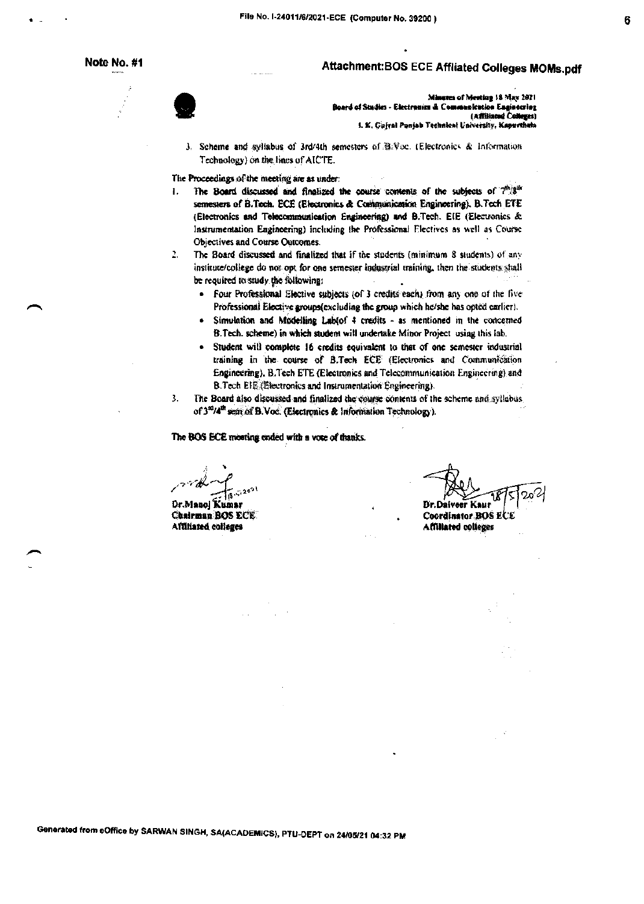Note No. #1

Attachment:BOS ECE Affliated Colleges MOMs.pdf

Minutes of Meeting 18 May 2021
Board of Studies - Electronics & Communication Engineering
(Affiliated Colleges)
I. K. Gujral Punjab Technical University, Kapurthala

3. Scheme and syllabus of 3rd/4th semesters of B.Voc. (Electronics & Information Technology) on the lines of AICTE.

The Proceedings of the meeting are as under:

1. **The Board discussed and finalized the course contents of the subjects of 7th/8th semesters of B.Tech. ECE (Electronics & Communication Engineering), B.Tech ETE (Electronics and Telecommunication Engineering) and** B.Tech. EIE (Electronics & Instrumentation Engineering) including the Professional Electives as well as Course Objectives and Course Outcomes.
2. The Board discussed and finalized that if the students (minimum 8 students) of any institute/college do not opt for one semester industrial training, then the students shall be required to study the following:
   - Four Professional Elective subjects (of 3 credits each) from any one of the five Professional Elective groups(excluding the group which he/she has opted earlier).
   - Simulation and Modelling Lab(of 4 credits - as mentioned in the concerned B.Tech. scheme) in which student will undertake Minor Project using this lab.
   - Student will complete 16 credits equivalent to that of one semester industrial training in the course of B.Tech ECE (Electronics and Communication Engineering), B.Tech ETE (Electronics and Telecommunication Engineering) and B.Tech EIE (Electronics and Instrumentation Engineering).
3. The Board also discussed and finalized the course contents of the scheme and syllabus of 3rd/4th sem of B.Voc. (Electronics & Information Technology).

**The BOS ECE meeting ended with a vote of thanks.**

18.5.2021
**Dr.Manoj Kumar**
**Chairman BOS ECE**
**Affiliated colleges**

18/5/2021
**Dr.Dalveer Kaur**
**Coordinator BOS ECE**
**Affiliated colleges**